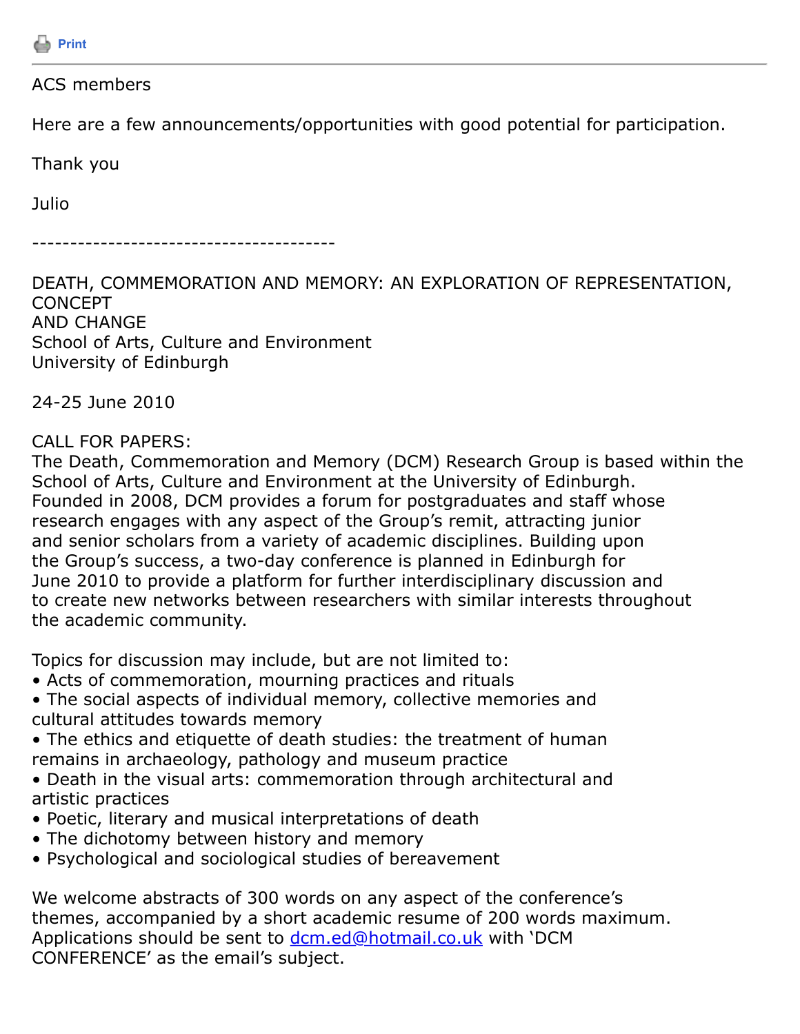Print

---

ACS members

Here are a few announcements/opportunities with good potential for participation.

Thank you

Julio

----------------------------------------

DEATH, COMMEMORATION AND MEMORY: AN EXPLORATION OF REPRESENTATION, CONCEPT AND CHANGE
School of Arts, Culture and Environment
University of Edinburgh

24-25 June 2010

CALL FOR PAPERS:
The Death, Commemoration and Memory (DCM) Research Group is based within the School of Arts, Culture and Environment at the University of Edinburgh. Founded in 2008, DCM provides a forum for postgraduates and staff whose research engages with any aspect of the Group's remit, attracting junior and senior scholars from a variety of academic disciplines. Building upon the Group's success, a two-day conference is planned in Edinburgh for June 2010 to provide a platform for further interdisciplinary discussion and to create new networks between researchers with similar interests throughout the academic community.

Topics for discussion may include, but are not limited to:

- Acts of commemoration, mourning practices and rituals
- The social aspects of individual memory, collective memories and cultural attitudes towards memory
- The ethics and etiquette of death studies: the treatment of human remains in archaeology, pathology and museum practice
- Death in the visual arts: commemoration through architectural and artistic practices
- Poetic, literary and musical interpretations of death
- The dichotomy between history and memory
- Psychological and sociological studies of bereavement

We welcome abstracts of 300 words on any aspect of the conference's themes, accompanied by a short academic resume of 200 words maximum. Applications should be sent to dcm.ed@hotmail.co.uk with 'DCM CONFERENCE' as the email's subject.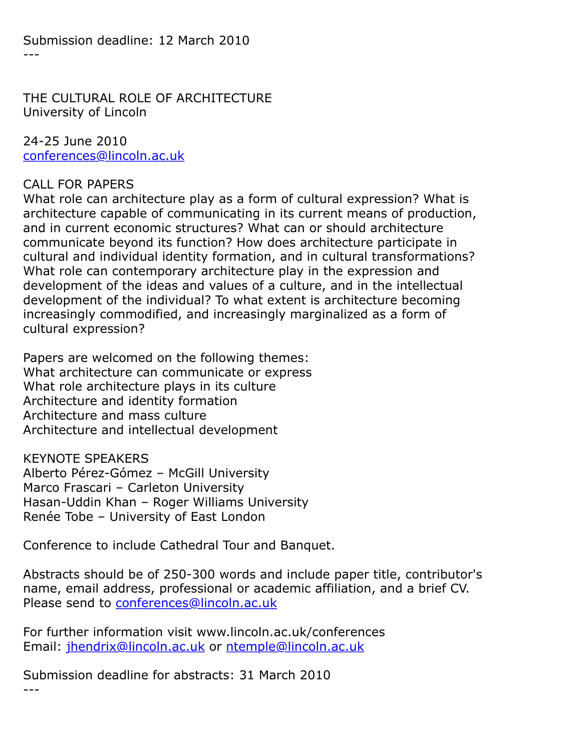Submission deadline: 12 March 2010

---

THE CULTURAL ROLE OF ARCHITECTURE
University of Lincoln

24-25 June 2010
conferences@lincoln.ac.uk

CALL FOR PAPERS
What role can architecture play as a form of cultural expression? What is architecture capable of communicating in its current means of production, and in current economic structures? What can or should architecture communicate beyond its function? How does architecture participate in cultural and individual identity formation, and in cultural transformations? What role can contemporary architecture play in the expression and development of the ideas and values of a culture, and in the intellectual development of the individual? To what extent is architecture becoming increasingly commodified, and increasingly marginalized as a form of cultural expression?

Papers are welcomed on the following themes:
What architecture can communicate or express
What role architecture plays in its culture
Architecture and identity formation
Architecture and mass culture
Architecture and intellectual development

KEYNOTE SPEAKERS
Alberto Pérez-Gómez – McGill University
Marco Frascari – Carleton University
Hasan-Uddin Khan – Roger Williams University
Renée Tobe – University of East London

Conference to include Cathedral Tour and Banquet.

Abstracts should be of 250-300 words and include paper title, contributor's name, email address, professional or academic affiliation, and a brief CV.
Please send to conferences@lincoln.ac.uk

For further information visit www.lincoln.ac.uk/conferences
Email: jhendrix@lincoln.ac.uk or ntemple@lincoln.ac.uk

Submission deadline for abstracts: 31 March 2010

---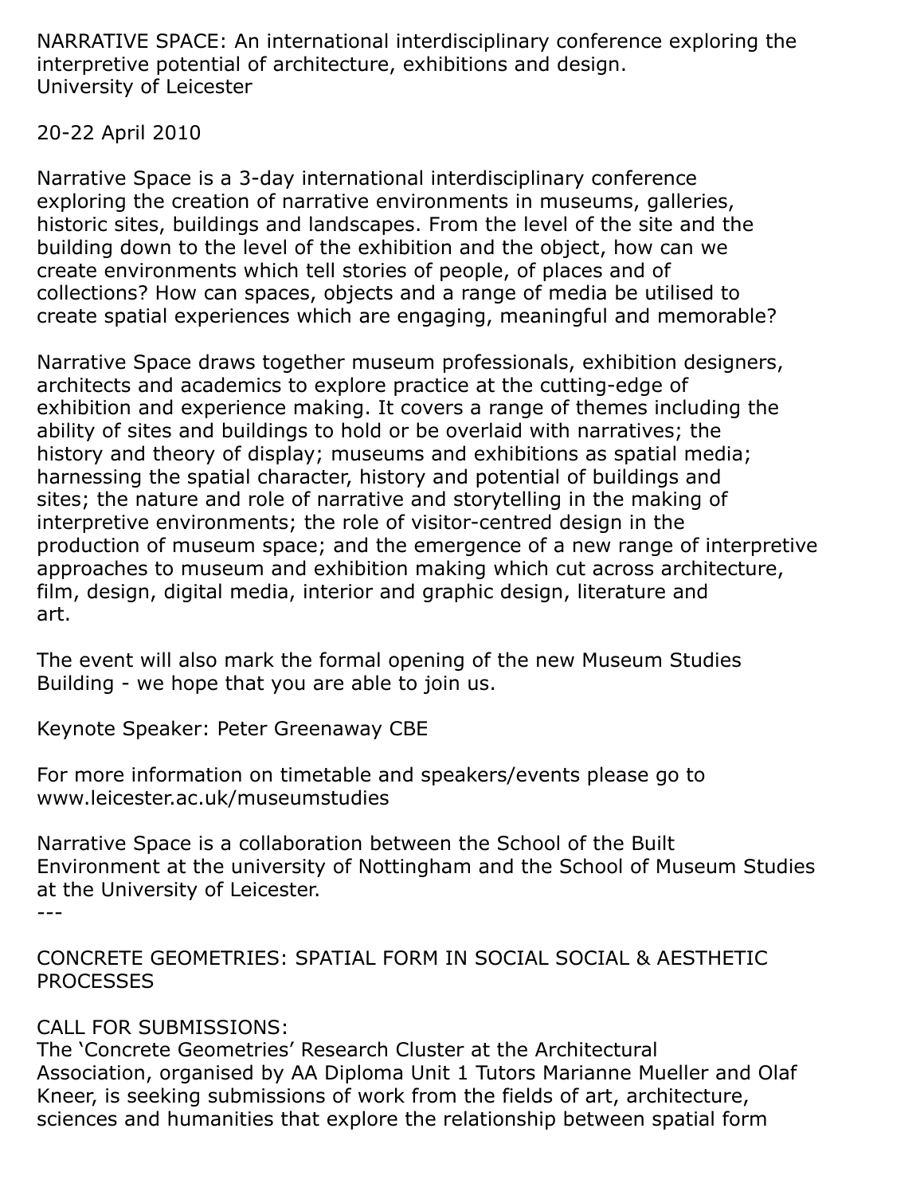NARRATIVE SPACE: An international interdisciplinary conference exploring the interpretive potential of architecture, exhibitions and design.
University of Leicester

20-22 April 2010

Narrative Space is a 3-day international interdisciplinary conference exploring the creation of narrative environments in museums, galleries, historic sites, buildings and landscapes. From the level of the site and the building down to the level of the exhibition and the object, how can we create environments which tell stories of people, of places and of collections? How can spaces, objects and a range of media be utilised to create spatial experiences which are engaging, meaningful and memorable?

Narrative Space draws together museum professionals, exhibition designers, architects and academics to explore practice at the cutting-edge of exhibition and experience making. It covers a range of themes including the ability of sites and buildings to hold or be overlaid with narratives; the history and theory of display; museums and exhibitions as spatial media; harnessing the spatial character, history and potential of buildings and sites; the nature and role of narrative and storytelling in the making of interpretive environments; the role of visitor-centred design in the production of museum space; and the emergence of a new range of interpretive approaches to museum and exhibition making which cut across architecture, film, design, digital media, interior and graphic design, literature and art.

The event will also mark the formal opening of the new Museum Studies Building - we hope that you are able to join us.

Keynote Speaker: Peter Greenaway CBE

For more information on timetable and speakers/events please go to www.leicester.ac.uk/museumstudies

Narrative Space is a collaboration between the School of the Built Environment at the university of Nottingham and the School of Museum Studies at the University of Leicester.

---

CONCRETE GEOMETRIES: SPATIAL FORM IN SOCIAL SOCIAL & AESTHETIC PROCESSES

CALL FOR SUBMISSIONS:
The 'Concrete Geometries' Research Cluster at the Architectural Association, organised by AA Diploma Unit 1 Tutors Marianne Mueller and Olaf Kneer, is seeking submissions of work from the fields of art, architecture, sciences and humanities that explore the relationship between spatial form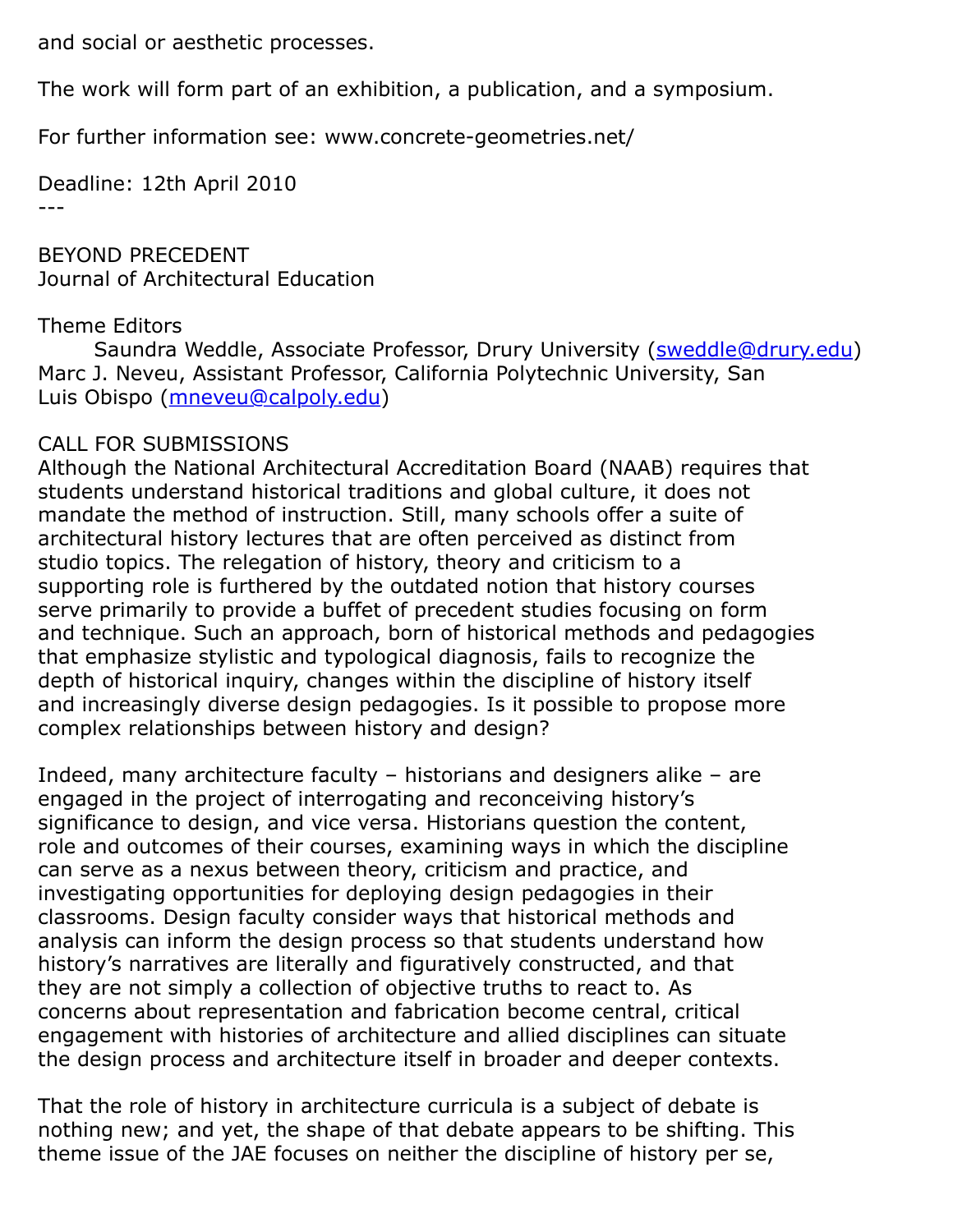and social or aesthetic processes.

The work will form part of an exhibition, a publication, and a symposium.

For further information see: www.concrete-geometries.net/

Deadline: 12th April 2010

---

BEYOND PRECEDENT
Journal of Architectural Education

Theme Editors
Saundra Weddle, Associate Professor, Drury University (sweddle@drury.edu)
Marc J. Neveu, Assistant Professor, California Polytechnic University, San Luis Obispo (mneveu@calpoly.edu)

CALL FOR SUBMISSIONS
Although the National Architectural Accreditation Board (NAAB) requires that students understand historical traditions and global culture, it does not mandate the method of instruction. Still, many schools offer a suite of architectural history lectures that are often perceived as distinct from studio topics. The relegation of history, theory and criticism to a supporting role is furthered by the outdated notion that history courses serve primarily to provide a buffet of precedent studies focusing on form and technique. Such an approach, born of historical methods and pedagogies that emphasize stylistic and typological diagnosis, fails to recognize the depth of historical inquiry, changes within the discipline of history itself and increasingly diverse design pedagogies. Is it possible to propose more complex relationships between history and design?

Indeed, many architecture faculty – historians and designers alike – are engaged in the project of interrogating and reconceiving history's significance to design, and vice versa. Historians question the content, role and outcomes of their courses, examining ways in which the discipline can serve as a nexus between theory, criticism and practice, and investigating opportunities for deploying design pedagogies in their classrooms. Design faculty consider ways that historical methods and analysis can inform the design process so that students understand how history's narratives are literally and figuratively constructed, and that they are not simply a collection of objective truths to react to. As concerns about representation and fabrication become central, critical engagement with histories of architecture and allied disciplines can situate the design process and architecture itself in broader and deeper contexts.

That the role of history in architecture curricula is a subject of debate is nothing new; and yet, the shape of that debate appears to be shifting. This theme issue of the JAE focuses on neither the discipline of history per se,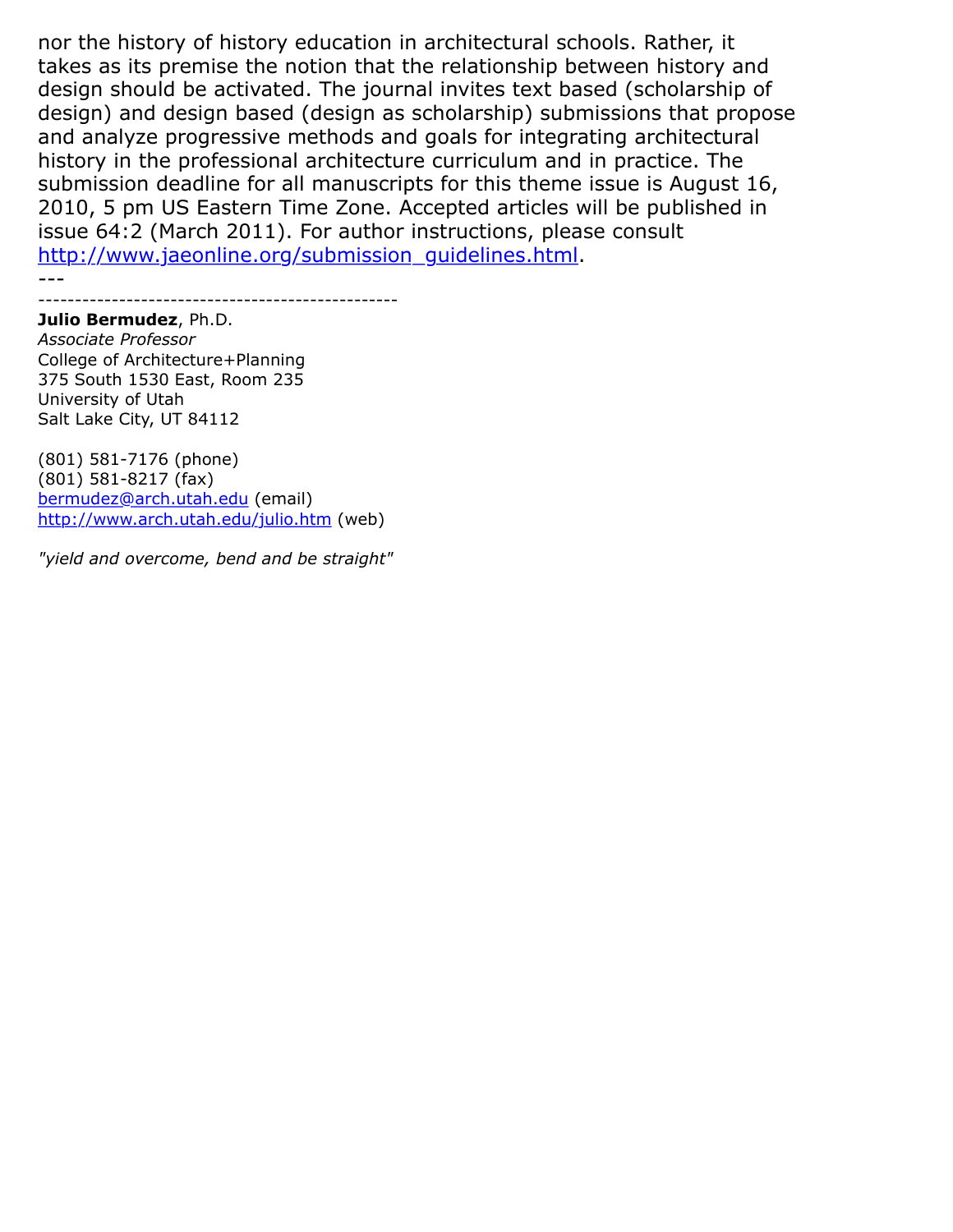nor the history of history education in architectural schools. Rather, it takes as its premise the notion that the relationship between history and design should be activated. The journal invites text based (scholarship of design) and design based (design as scholarship) submissions that propose and analyze progressive methods and goals for integrating architectural history in the professional architecture curriculum and in practice. The submission deadline for all manuscripts for this theme issue is August 16, 2010, 5 pm US Eastern Time Zone. Accepted articles will be published in issue 64:2 (March 2011). For author instructions, please consult http://www.jaeonline.org/submission_guidelines.html.

---

------------------------------------------------

**Julio Bermudez**, Ph.D.
*Associate Professor*
College of Architecture+Planning
375 South 1530 East, Room 235
University of Utah
Salt Lake City, UT 84112

(801) 581-7176 (phone)
(801) 581-8217 (fax)
bermudez@arch.utah.edu (email)
http://www.arch.utah.edu/julio.htm (web)

*"yield and overcome, bend and be straight"*